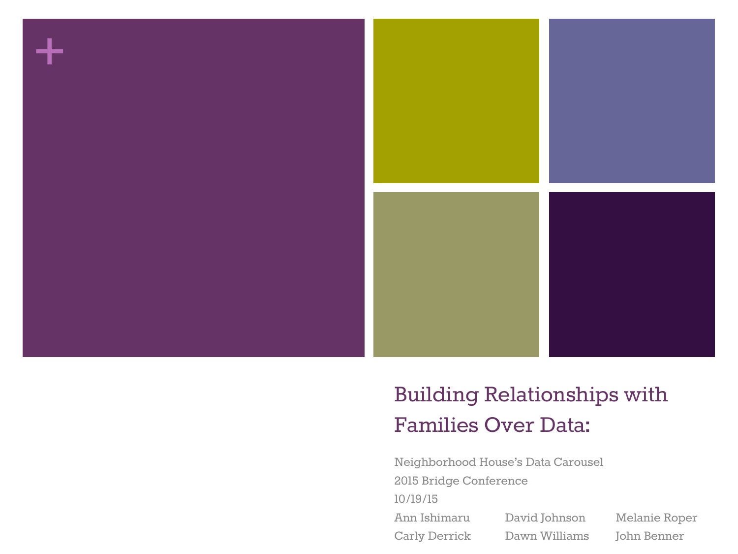# Building Relationships with Families Over Data:

Neighborhood House's Data Carousel

2015 Bridge Conference

10/19/15

Ann Ishimaru, David Johnson, Melanie Roper

Carly Derrick, Dawn Williams, John Benner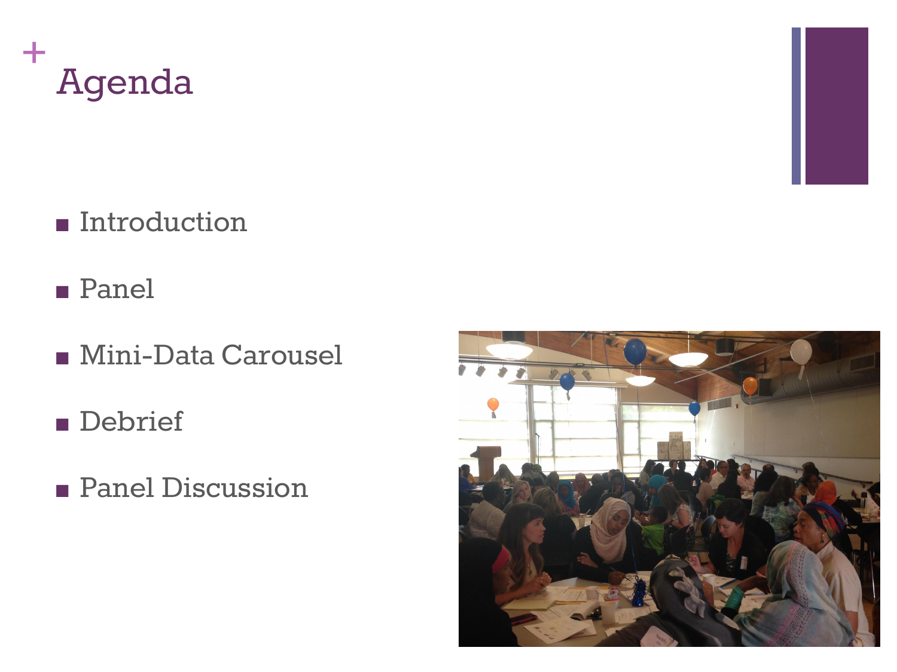# Agenda

- Introduction
- Panel
- Mini-Data Carousel
- Debrief
- Panel Discussion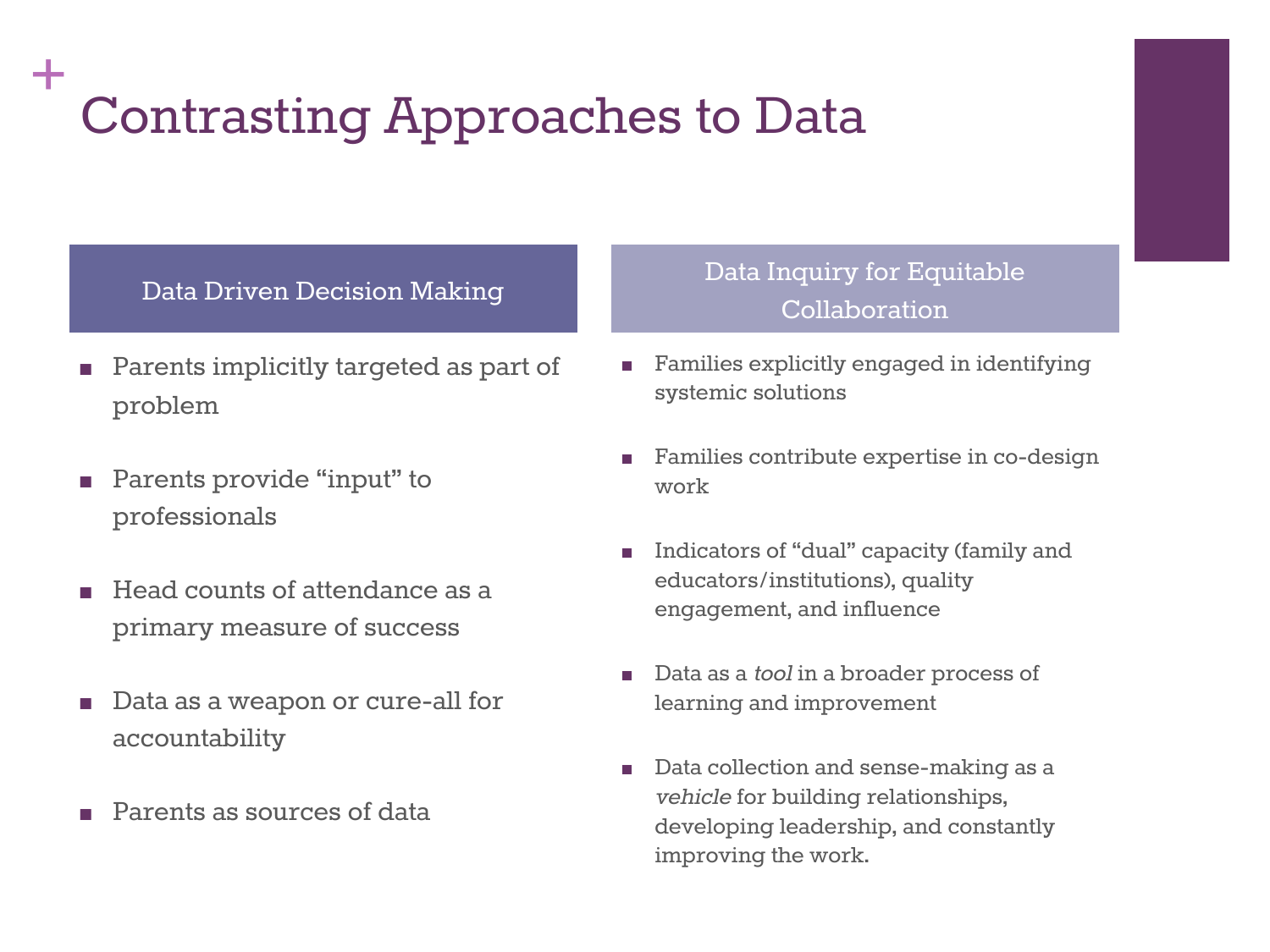# Contrasting Approaches to Data

## Data Driven Decision Making

- Parents implicitly targeted as part of problem
- Parents provide "input" to professionals
- Head counts of attendance as a primary measure of success
- Data as a weapon or cure-all for accountability
- Parents as sources of data

## Data Inquiry for Equitable Collaboration

- Families explicitly engaged in identifying systemic solutions
- Families contribute expertise in co-design work
- Indicators of "dual" capacity (family and educators/institutions), quality engagement, and influence
- Data as a *tool* in a broader process of learning and improvement
- Data collection and sense-making as a *vehicle* for building relationships, developing leadership, and constantly improving the work.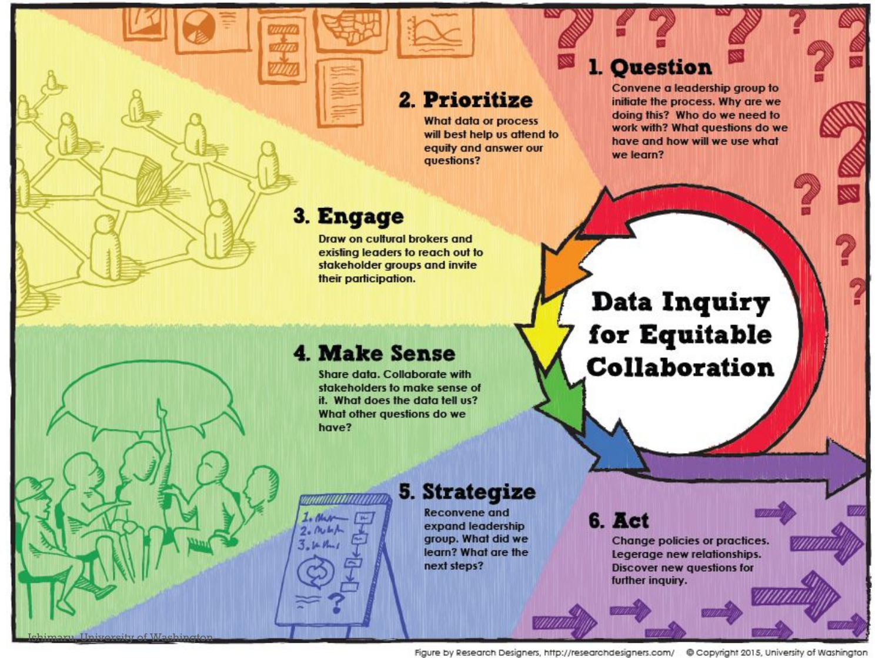# Data Inquiry for Equitable Collaboration

## 1. Question

Convene a leadership group to initiate the process. Why are we doing this? Who do we need to work with? What questions do we have and how will we use what we learn?

## 2. Prioritize

What data or process will best help us attend to equity and answer our questions?

## 3. Engage

Draw on cultural brokers and existing leaders to reach out to stakeholder groups and invite their participation.

## 4. Make Sense

Share data. Collaborate with stakeholders to make sense of it. What does the data tell us? What other questions do we have?

## 5. Strategize

Reconvene and expand leadership group. What did we learn? What are the next steps?

## 6. Act

Change policies or practices. Legerage new relationships. Discover new questions for further inquiry.

Ishimaru, University of Washington

Figure by Research Designers, http://researchdesigners.com/ © Copyright 2015, University of Washington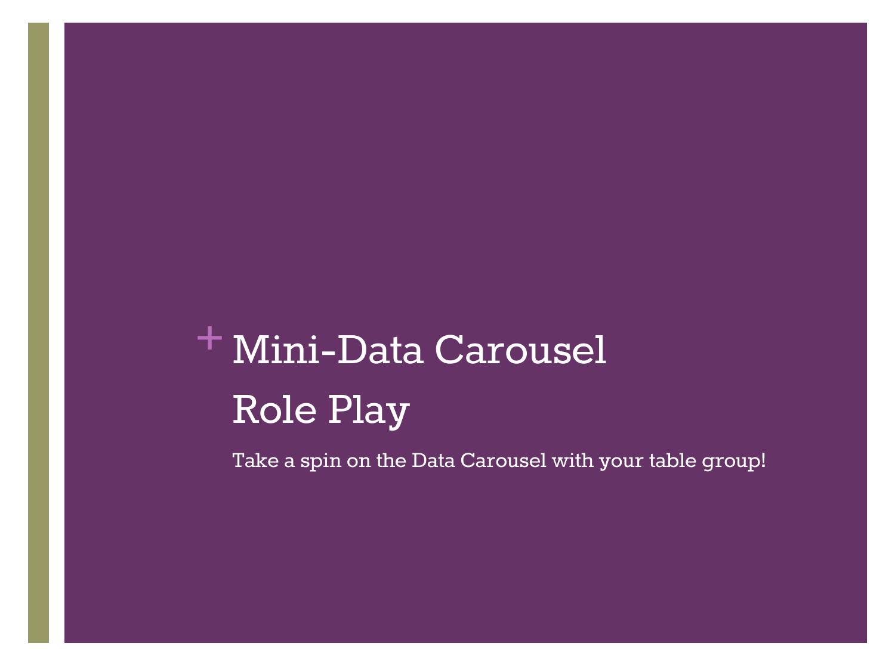# Mini-Data Carousel Role Play

Take a spin on the Data Carousel with your table group!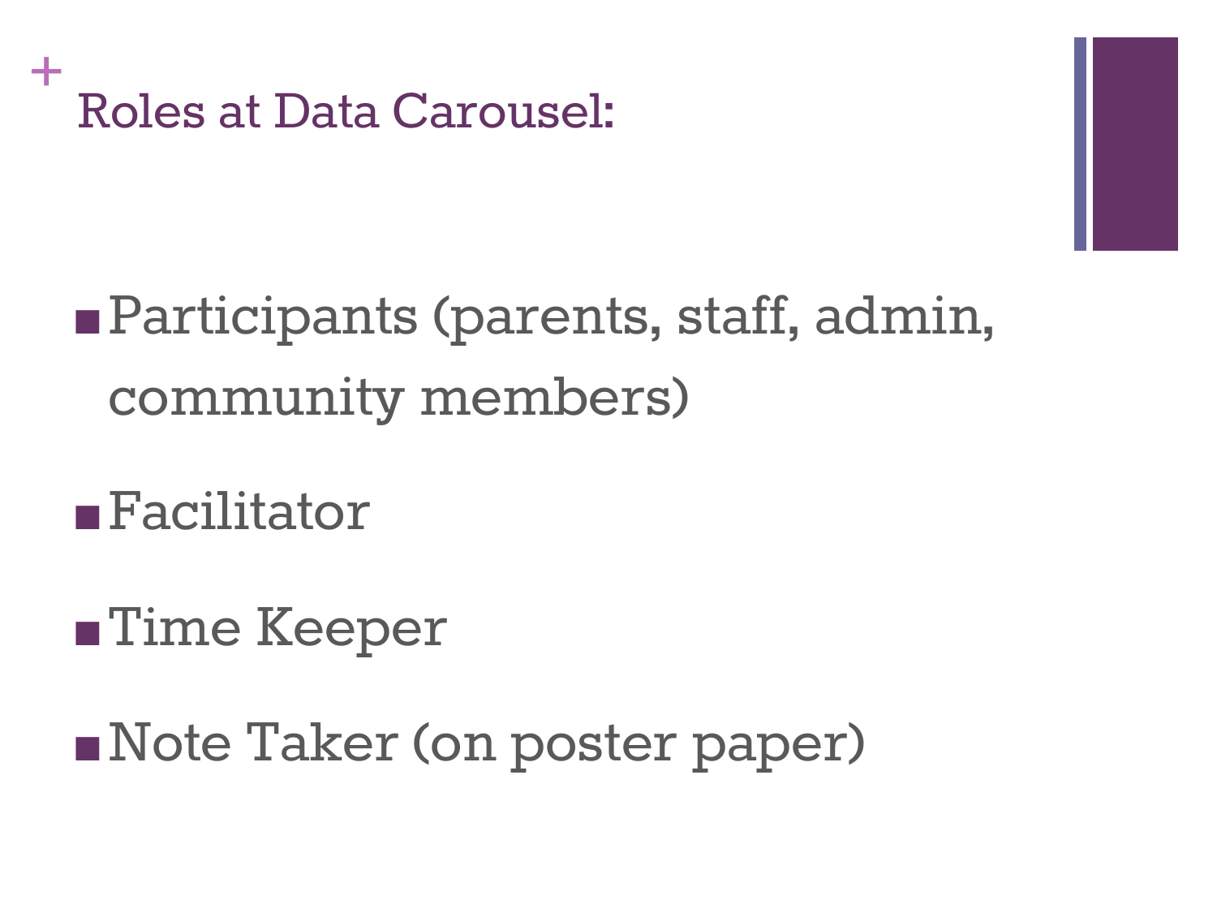# Roles at Data Carousel:

- Participants (parents, staff, admin, community members)
- Facilitator
- Time Keeper
- Note Taker (on poster paper)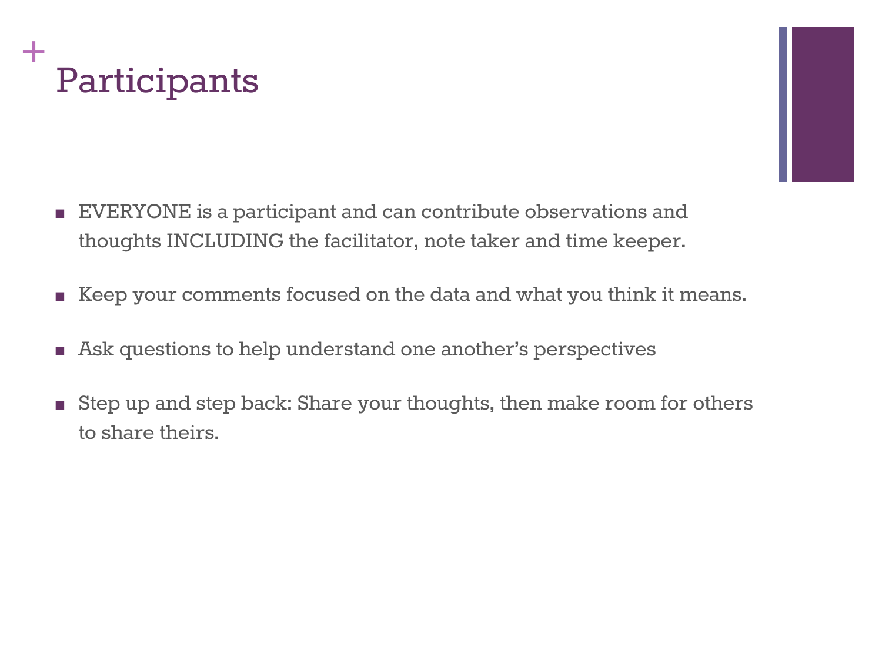# Participants

- EVERYONE is a participant and can contribute observations and thoughts INCLUDING the facilitator, note taker and time keeper.
- Keep your comments focused on the data and what you think it means.
- Ask questions to help understand one another's perspectives
- Step up and step back: Share your thoughts, then make room for others to share theirs.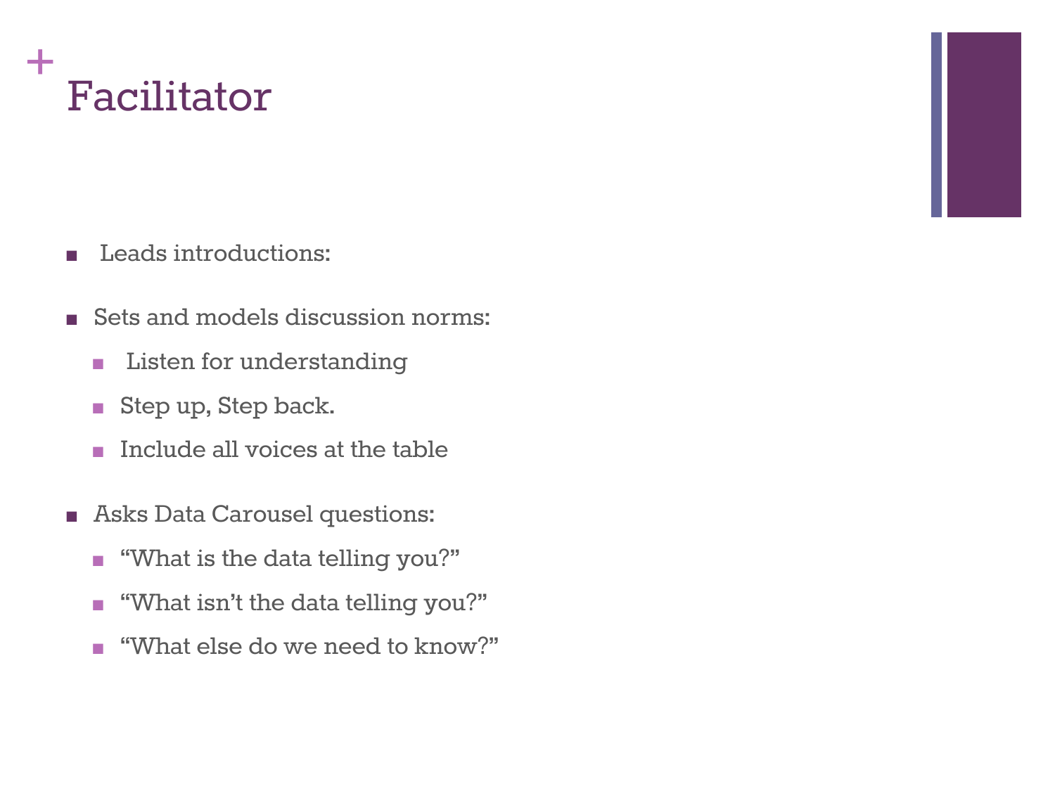# Facilitator

- Leads introductions:
- Sets and models discussion norms:
  - Listen for understanding
  - Step up, Step back.
  - Include all voices at the table
- Asks Data Carousel questions:
  - "What is the data telling you?"
  - "What isn't the data telling you?"
  - "What else do we need to know?"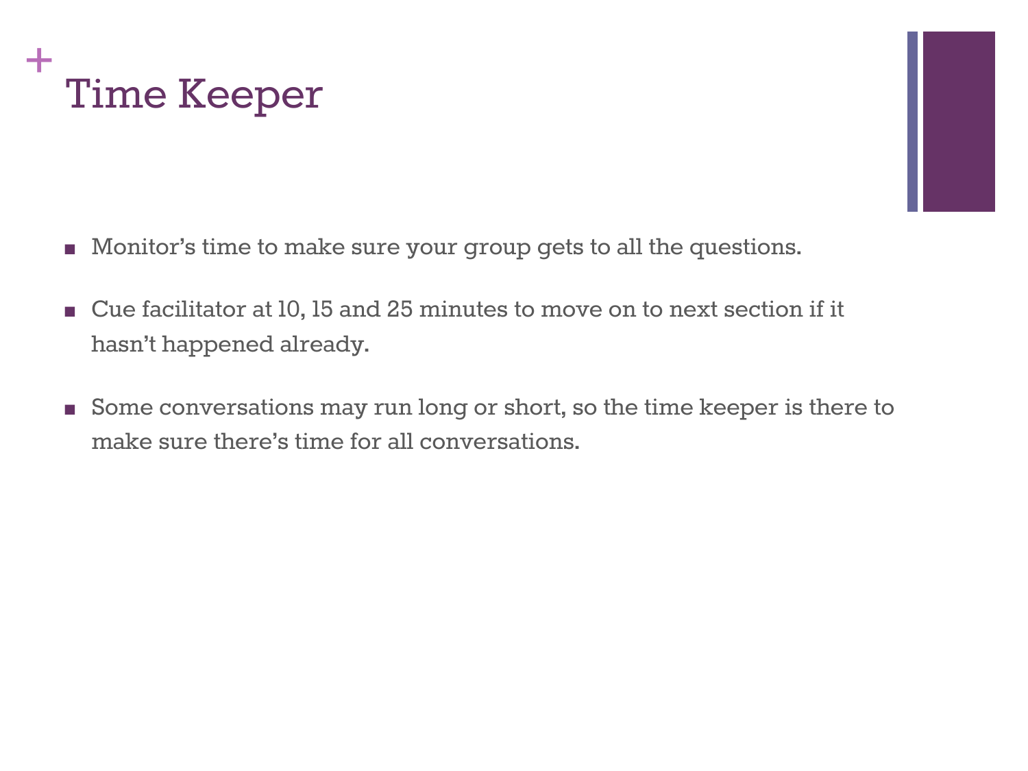# Time Keeper

- Monitor's time to make sure your group gets to all the questions.
- Cue facilitator at 10, 15 and 25 minutes to move on to next section if it hasn't happened already.
- Some conversations may run long or short, so the time keeper is there to make sure there's time for all conversations.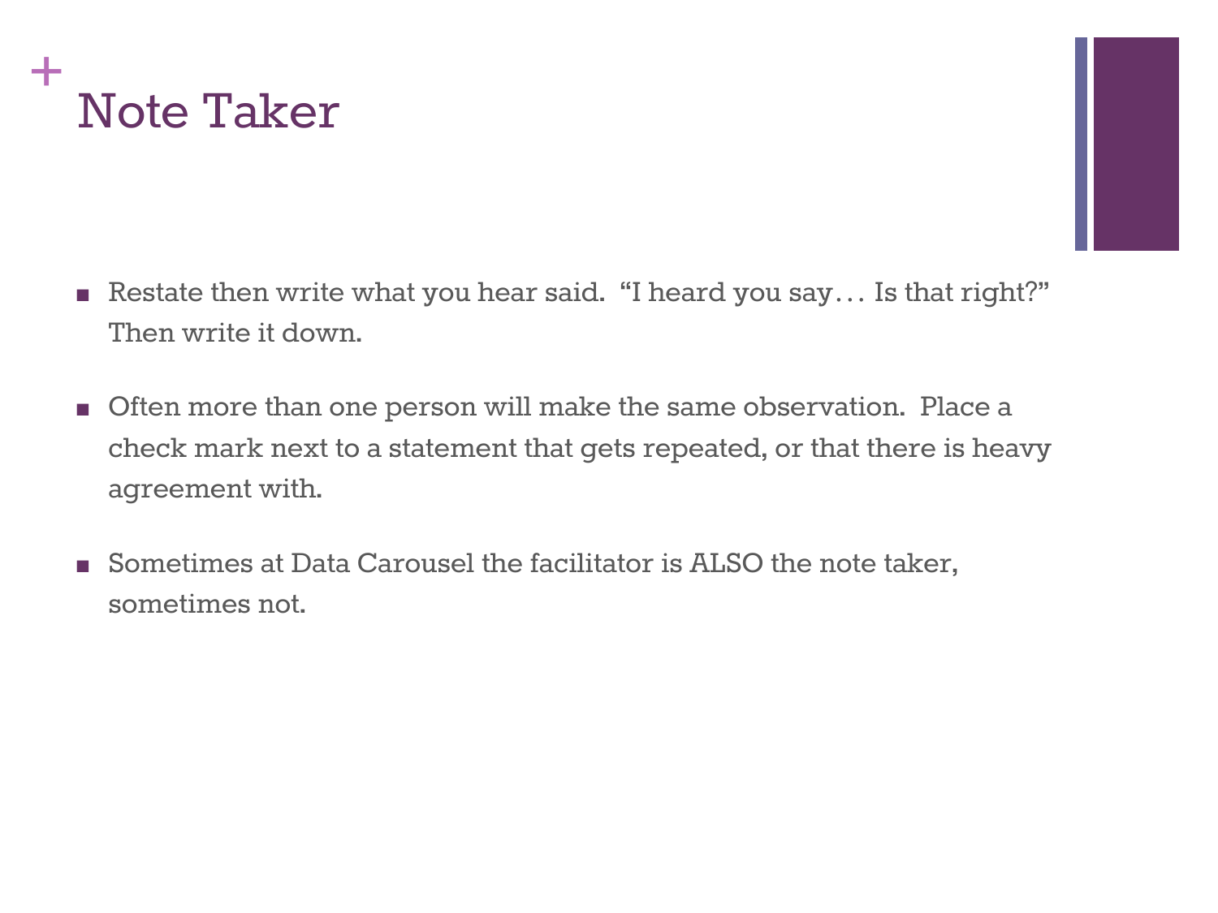# Note Taker

- Restate then write what you hear said. "I heard you say… Is that right?" Then write it down.
- Often more than one person will make the same observation. Place a check mark next to a statement that gets repeated, or that there is heavy agreement with.
- Sometimes at Data Carousel the facilitator is ALSO the note taker, sometimes not.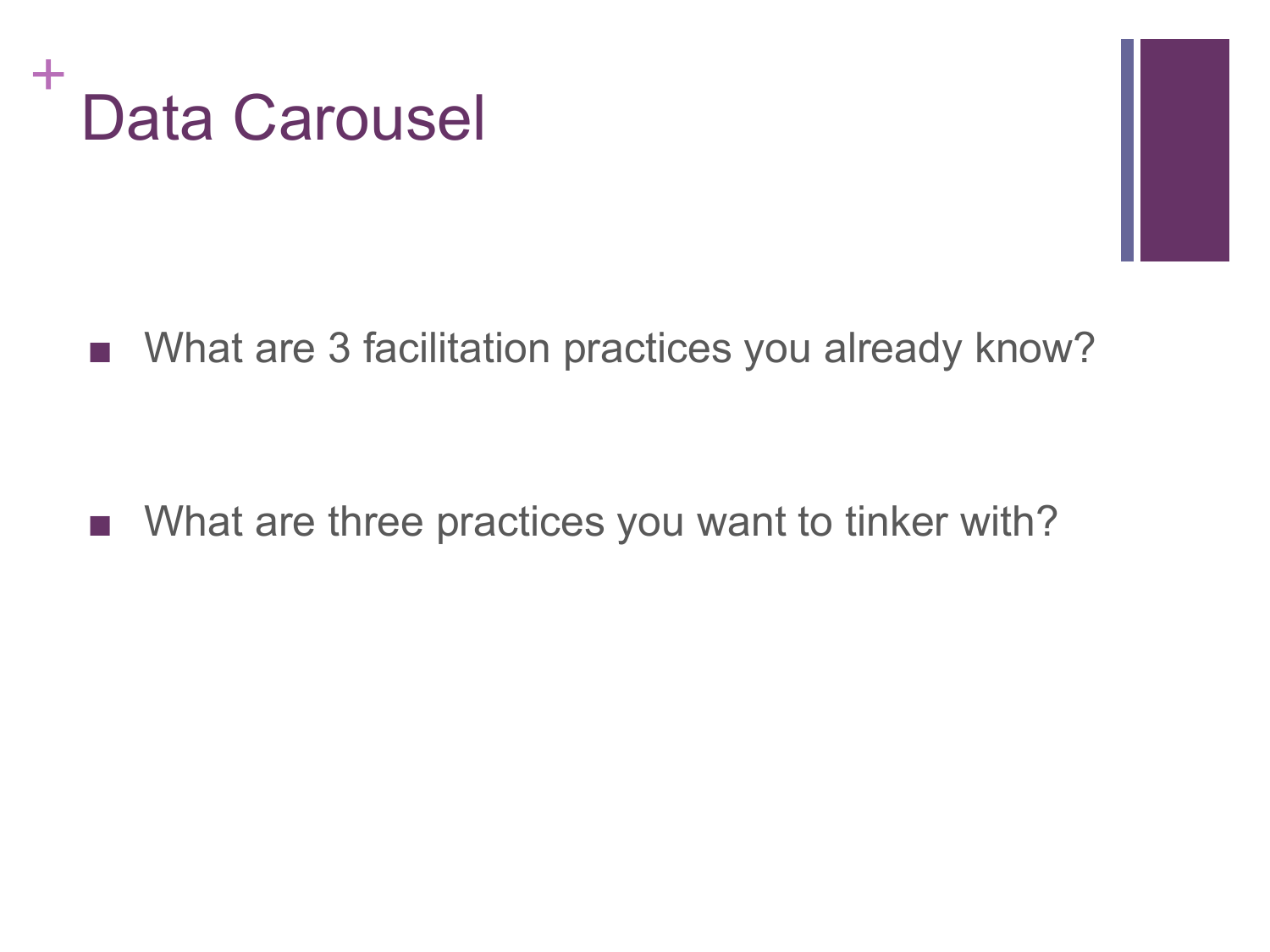# Data Carousel

- What are 3 facilitation practices you already know?

- What are three practices you want to tinker with?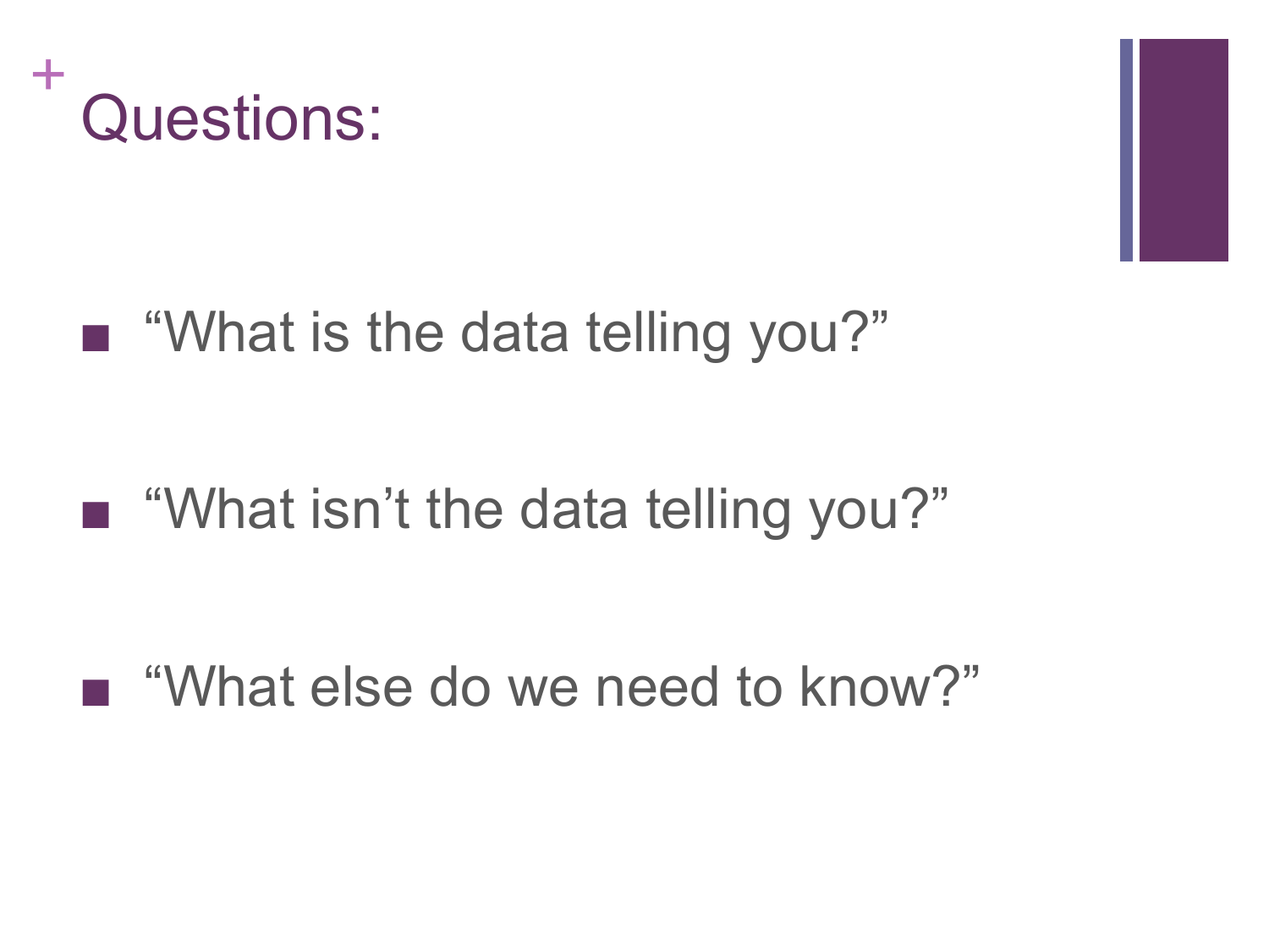# Questions:

- "What is the data telling you?"

- "What isn't the data telling you?"

- "What else do we need to know?"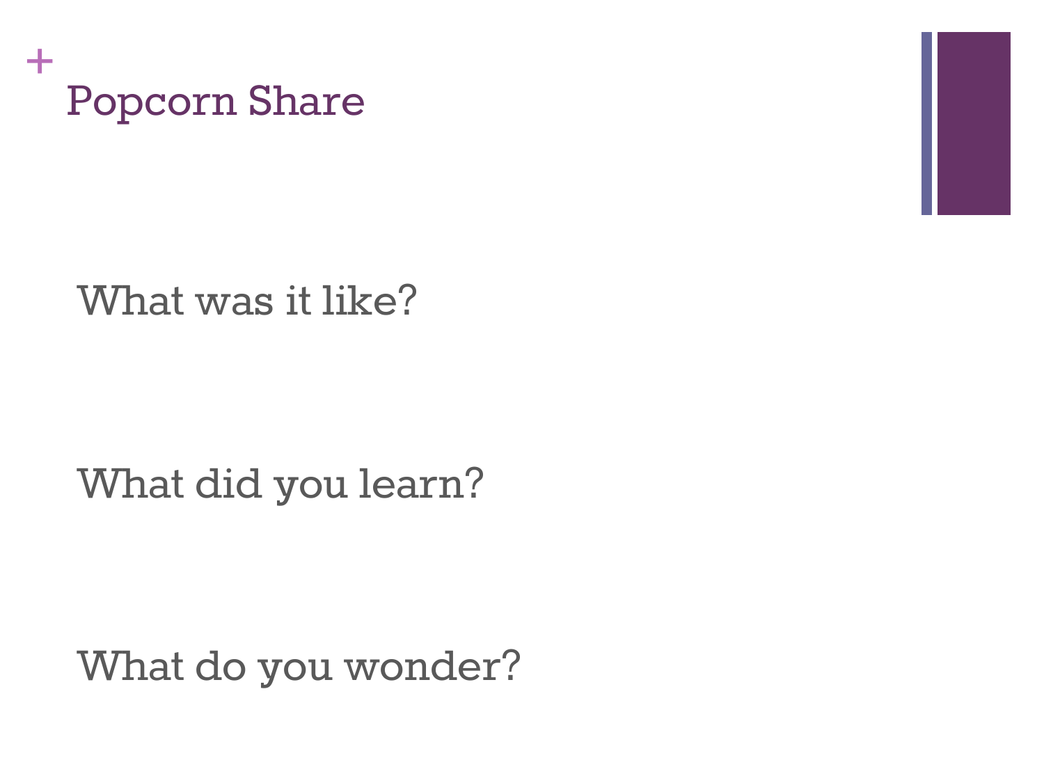# Popcorn Share

What was it like?

What did you learn?

What do you wonder?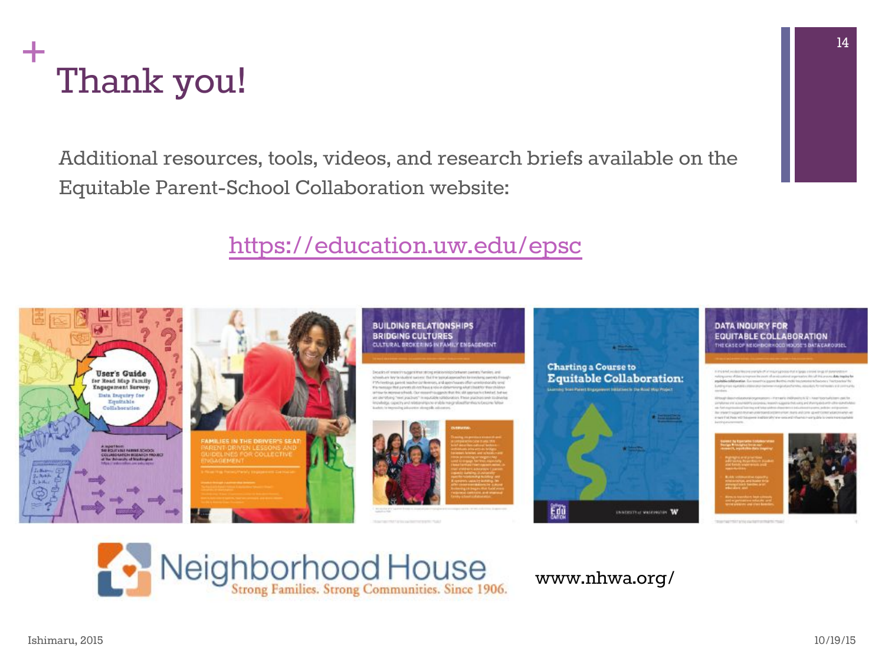# Thank you!

Additional resources, tools, videos, and research briefs available on the Equitable Parent-School Collaboration website:

https://education.uw.edu/epsc

Neighborhood House
Strong Families. Strong Communities. Since 1906.

www.nhwa.org/

Ishimaru, 2015

10/19/15